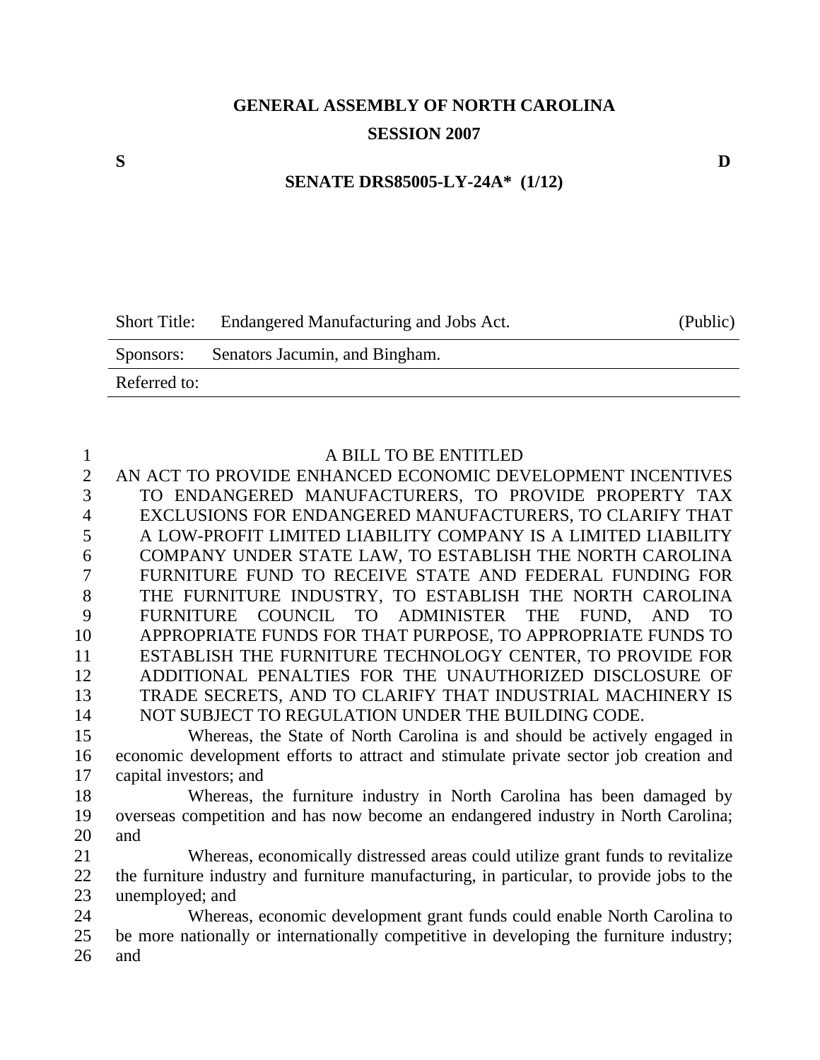# GENERAL ASSEMBLY OF NORTH CAROLINA

## SESSION 2007

**S** **D**

**SENATE DRS85005-LY-24A* (1/12)**

| Short Title: | Endangered Manufacturing and Jobs Act. | (Public) |
|---|---|---|
| Sponsors: | Senators Jacumin, and Bingham. | |
| Referred to: | | |

A BILL TO BE ENTITLED

AN ACT TO PROVIDE ENHANCED ECONOMIC DEVELOPMENT INCENTIVES TO ENDANGERED MANUFACTURERS, TO PROVIDE PROPERTY TAX EXCLUSIONS FOR ENDANGERED MANUFACTURERS, TO CLARIFY THAT A LOW-PROFIT LIMITED LIABILITY COMPANY IS A LIMITED LIABILITY COMPANY UNDER STATE LAW, TO ESTABLISH THE NORTH CAROLINA FURNITURE FUND TO RECEIVE STATE AND FEDERAL FUNDING FOR THE FURNITURE INDUSTRY, TO ESTABLISH THE NORTH CAROLINA FURNITURE COUNCIL TO ADMINISTER THE FUND, AND TO APPROPRIATE FUNDS FOR THAT PURPOSE, TO APPROPRIATE FUNDS TO ESTABLISH THE FURNITURE TECHNOLOGY CENTER, TO PROVIDE FOR ADDITIONAL PENALTIES FOR THE UNAUTHORIZED DISCLOSURE OF TRADE SECRETS, AND TO CLARIFY THAT INDUSTRIAL MACHINERY IS NOT SUBJECT TO REGULATION UNDER THE BUILDING CODE.

Whereas, the State of North Carolina is and should be actively engaged in economic development efforts to attract and stimulate private sector job creation and capital investors; and

Whereas, the furniture industry in North Carolina has been damaged by overseas competition and has now become an endangered industry in North Carolina; and

Whereas, economically distressed areas could utilize grant funds to revitalize the furniture industry and furniture manufacturing, in particular, to provide jobs to the unemployed; and

Whereas, economic development grant funds could enable North Carolina to be more nationally or internationally competitive in developing the furniture industry; and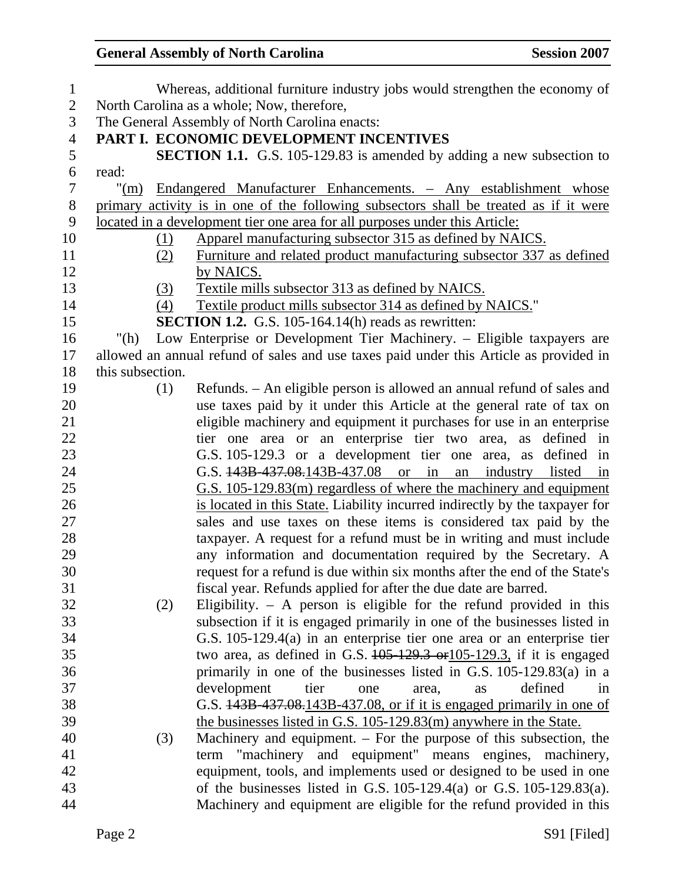Whereas, additional furniture industry jobs would strengthen the economy of North Carolina as a whole; Now, therefore,

The General Assembly of North Carolina enacts:

**PART I. ECONOMIC DEVELOPMENT INCENTIVES**

**SECTION 1.1.** G.S. 105-129.83 is amended by adding a new subsection to read:

"<u>(m) Endangered Manufacturer Enhancements. – Any establishment whose primary activity is in one of the following subsectors shall be treated as if it were located in a development tier one area for all purposes under this Article:</u>

<u>(1) Apparel manufacturing subsector 315 as defined by NAICS.</u>

<u>(2) Furniture and related product manufacturing subsector 337 as defined by NAICS.</u>

<u>(3) Textile mills subsector 313 as defined by NAICS.</u>

<u>(4) Textile product mills subsector 314 as defined by NAICS.</u>"

**SECTION 1.2.** G.S. 105-164.14(h) reads as rewritten:

"(h) Low Enterprise or Development Tier Machinery. – Eligible taxpayers are allowed an annual refund of sales and use taxes paid under this Article as provided in this subsection.

(1) Refunds. – An eligible person is allowed an annual refund of sales and use taxes paid by it under this Article at the general rate of tax on eligible machinery and equipment it purchases for use in an enterprise tier one area or an enterprise tier two area, as defined in G.S. 105-129.3 or a development tier one area, as defined in G.S. ~~143B-437.08.~~<u>143B-437.08 or in an industry listed in G.S. 105-129.83(m) regardless of where the machinery and equipment is located in this State.</u> Liability incurred indirectly by the taxpayer for sales and use taxes on these items is considered tax paid by the taxpayer. A request for a refund must be in writing and must include any information and documentation required by the Secretary. A request for a refund is due within six months after the end of the State's fiscal year. Refunds applied for after the due date are barred.

(2) Eligibility. – A person is eligible for the refund provided in this subsection if it is engaged primarily in one of the businesses listed in G.S. 105-129.4(a) in an enterprise tier one area or an enterprise tier two area, as defined in G.S. ~~105-129.3 or~~<u>105-129.3,</u> if it is engaged primarily in one of the businesses listed in G.S. 105-129.83(a) in a development tier one area, as defined in G.S. ~~143B-437.08.~~<u>143B-437.08, or if it is engaged primarily in one of the businesses listed in G.S. 105-129.83(m) anywhere in the State.</u>

(3) Machinery and equipment. – For the purpose of this subsection, the term "machinery and equipment" means engines, machinery, equipment, tools, and implements used or designed to be used in one of the businesses listed in G.S. 105-129.4(a) or G.S. 105-129.83(a). Machinery and equipment are eligible for the refund provided in this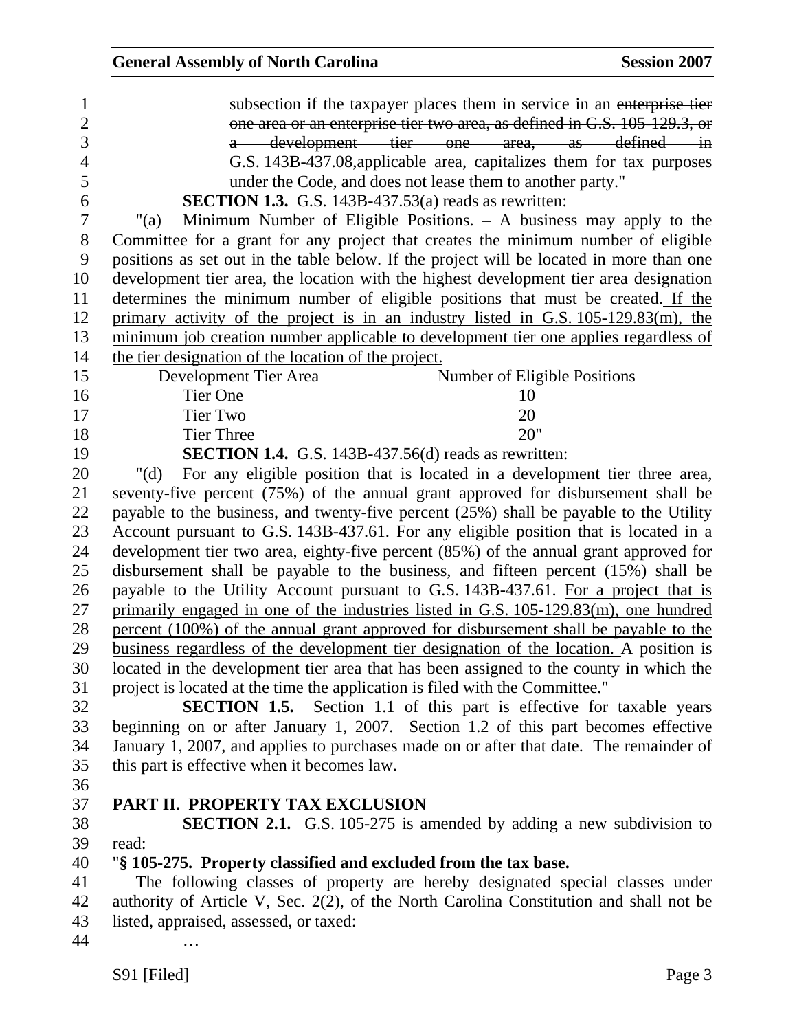subsection if the taxpayer places them in service in an ~~enterprise tier one area or an enterprise tier two area, as defined in G.S. 105-129.3, or a development tier one area, as defined in G.S. 143B-437.08,~~applicable area, capitalizes them for tax purposes under the Code, and does not lease them to another party."

**SECTION 1.3.** G.S. 143B-437.53(a) reads as rewritten:

"(a) Minimum Number of Eligible Positions. – A business may apply to the Committee for a grant for any project that creates the minimum number of eligible positions as set out in the table below. If the project will be located in more than one development tier area, the location with the highest development tier area designation determines the minimum number of eligible positions that must be created. If the primary activity of the project is in an industry listed in G.S. 105-129.83(m), the minimum job creation number applicable to development tier one applies regardless of the tier designation of the location of the project.

| Development Tier Area | Number of Eligible Positions |
|---|---|
| Tier One | 10 |
| Tier Two | 20 |
| Tier Three | 20" |

**SECTION 1.4.** G.S. 143B-437.56(d) reads as rewritten:

"(d) For any eligible position that is located in a development tier three area, seventy-five percent (75%) of the annual grant approved for disbursement shall be payable to the business, and twenty-five percent (25%) shall be payable to the Utility Account pursuant to G.S. 143B-437.61. For any eligible position that is located in a development tier two area, eighty-five percent (85%) of the annual grant approved for disbursement shall be payable to the business, and fifteen percent (15%) shall be payable to the Utility Account pursuant to G.S. 143B-437.61. For a project that is primarily engaged in one of the industries listed in G.S. 105-129.83(m), one hundred percent (100%) of the annual grant approved for disbursement shall be payable to the business regardless of the development tier designation of the location. A position is located in the development tier area that has been assigned to the county in which the project is located at the time the application is filed with the Committee."

**SECTION 1.5.** Section 1.1 of this part is effective for taxable years beginning on or after January 1, 2007. Section 1.2 of this part becomes effective January 1, 2007, and applies to purchases made on or after that date. The remainder of this part is effective when it becomes law.

## PART II. PROPERTY TAX EXCLUSION

**SECTION 2.1.** G.S. 105-275 is amended by adding a new subdivision to read:

"**§ 105-275. Property classified and excluded from the tax base.**

The following classes of property are hereby designated special classes under authority of Article V, Sec. 2(2), of the North Carolina Constitution and shall not be listed, appraised, assessed, or taxed:

…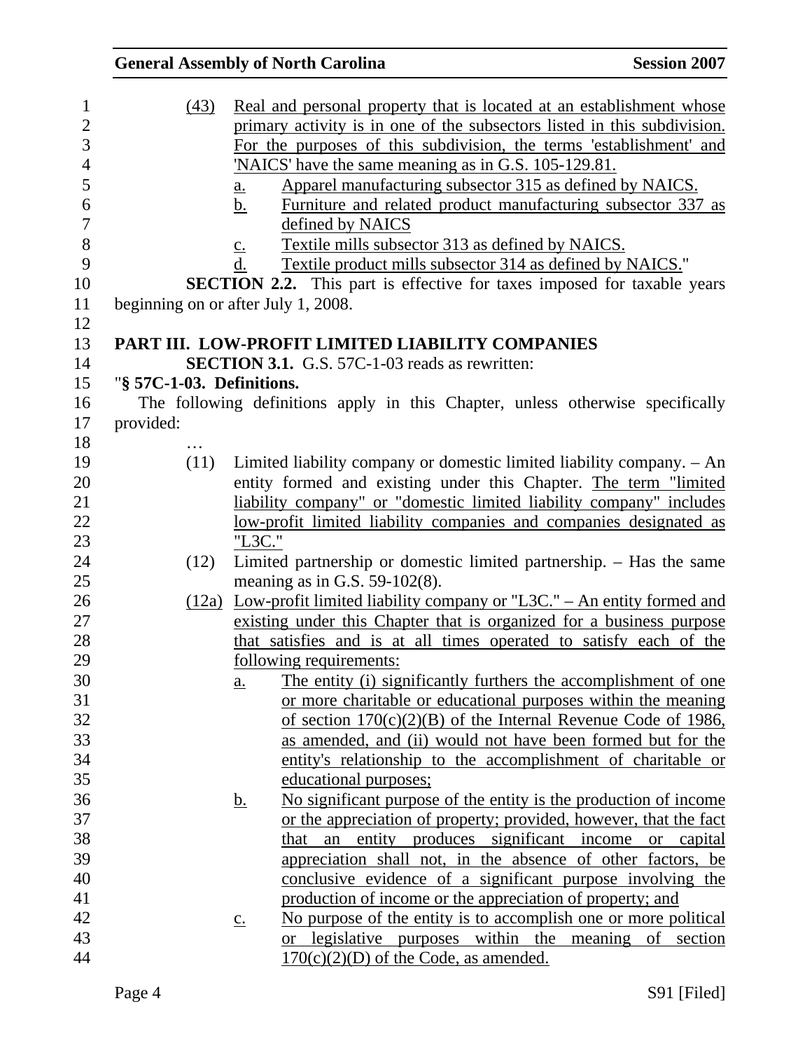(43) Real and personal property that is located at an establishment whose primary activity is in one of the subsectors listed in this subdivision. For the purposes of this subdivision, the terms 'establishment' and 'NAICS' have the same meaning as in G.S. 105-129.81.

a. Apparel manufacturing subsector 315 as defined by NAICS.
b. Furniture and related product manufacturing subsector 337 as defined by NAICS
c. Textile mills subsector 313 as defined by NAICS.
d. Textile product mills subsector 314 as defined by NAICS."

**SECTION 2.2.** This part is effective for taxes imposed for taxable years beginning on or after July 1, 2008.

## PART III. LOW-PROFIT LIMITED LIABILITY COMPANIES

**SECTION 3.1.** G.S. 57C-1-03 reads as rewritten:

"**§ 57C-1-03. Definitions.**

The following definitions apply in this Chapter, unless otherwise specifically provided:

…

(11) Limited liability company or domestic limited liability company. – An entity formed and existing under this Chapter. The term "limited liability company" or "domestic limited liability company" includes low-profit limited liability companies and companies designated as "L3C."

(12) Limited partnership or domestic limited partnership. – Has the same meaning as in G.S. 59-102(8).

(12a) Low-profit limited liability company or "L3C." – An entity formed and existing under this Chapter that is organized for a business purpose that satisfies and is at all times operated to satisfy each of the following requirements:

a. The entity (i) significantly furthers the accomplishment of one or more charitable or educational purposes within the meaning of section 170(c)(2)(B) of the Internal Revenue Code of 1986, as amended, and (ii) would not have been formed but for the entity's relationship to the accomplishment of charitable or educational purposes;
b. No significant purpose of the entity is the production of income or the appreciation of property; provided, however, that the fact that an entity produces significant income or capital appreciation shall not, in the absence of other factors, be conclusive evidence of a significant purpose involving the production of income or the appreciation of property; and
c. No purpose of the entity is to accomplish one or more political or legislative purposes within the meaning of section 170(c)(2)(D) of the Code, as amended.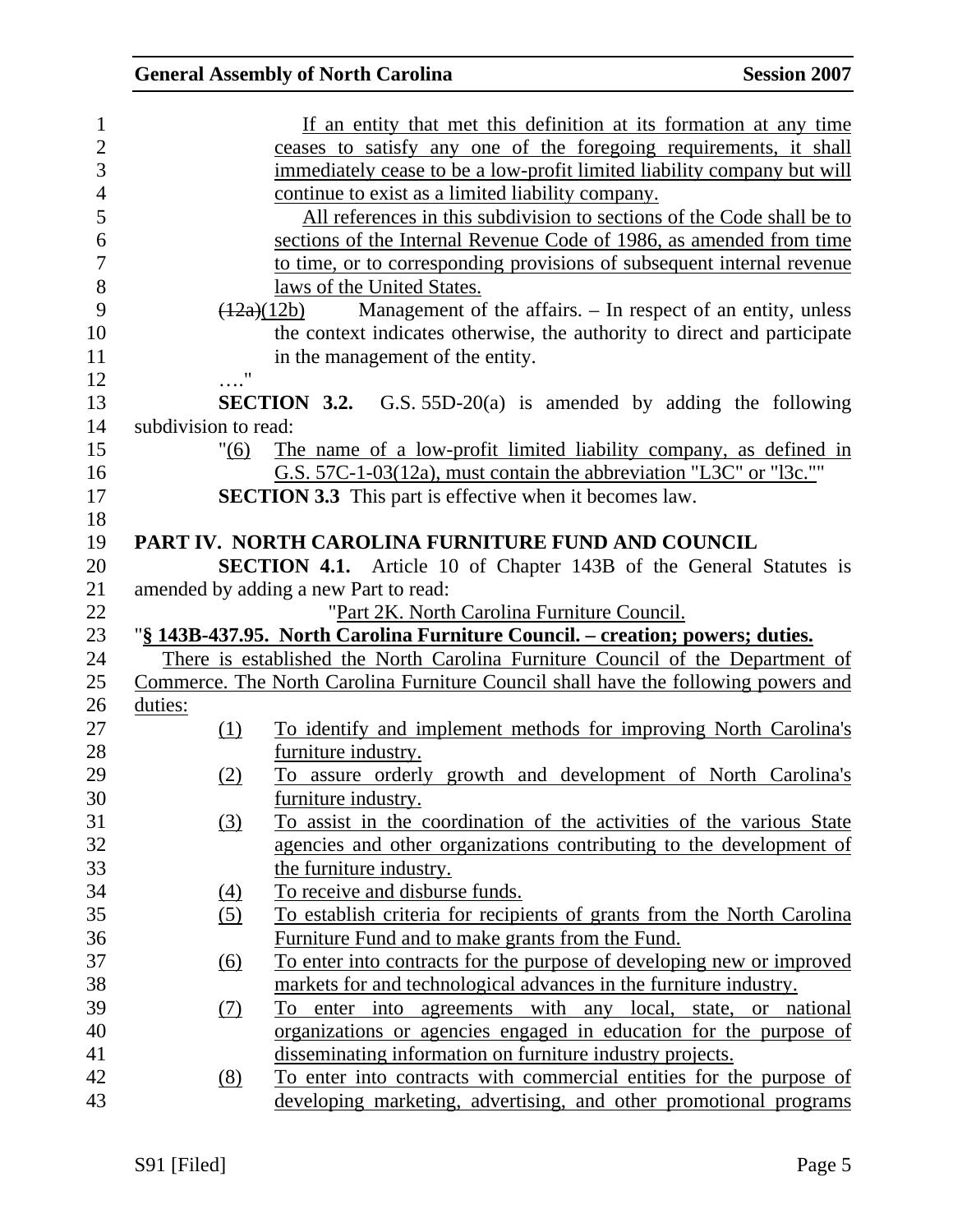If an entity that met this definition at its formation at any time ceases to satisfy any one of the foregoing requirements, it shall immediately cease to be a low-profit limited liability company but will continue to exist as a limited liability company.

All references in this subdivision to sections of the Code shall be to sections of the Internal Revenue Code of 1986, as amended from time to time, or to corresponding provisions of subsequent internal revenue laws of the United States.

~~(12a)~~(12b) Management of the affairs. – In respect of an entity, unless the context indicates otherwise, the authority to direct and participate in the management of the entity.

…."

**SECTION 3.2.** G.S. 55D-20(a) is amended by adding the following subdivision to read:

"(6) The name of a low-profit limited liability company, as defined in G.S. 57C-1-03(12a), must contain the abbreviation "L3C" or "l3c.""

**SECTION 3.3** This part is effective when it becomes law.

## PART IV. NORTH CAROLINA FURNITURE FUND AND COUNCIL

**SECTION 4.1.** Article 10 of Chapter 143B of the General Statutes is amended by adding a new Part to read:

"Part 2K. North Carolina Furniture Council.

"**§ 143B-437.95. North Carolina Furniture Council. – creation; powers; duties.**

There is established the North Carolina Furniture Council of the Department of Commerce. The North Carolina Furniture Council shall have the following powers and duties:

(1) To identify and implement methods for improving North Carolina's furniture industry.

(2) To assure orderly growth and development of North Carolina's furniture industry.

(3) To assist in the coordination of the activities of the various State agencies and other organizations contributing to the development of the furniture industry.

(4) To receive and disburse funds.

(5) To establish criteria for recipients of grants from the North Carolina Furniture Fund and to make grants from the Fund.

(6) To enter into contracts for the purpose of developing new or improved markets for and technological advances in the furniture industry.

(7) To enter into agreements with any local, state, or national organizations or agencies engaged in education for the purpose of disseminating information on furniture industry projects.

(8) To enter into contracts with commercial entities for the purpose of developing marketing, advertising, and other promotional programs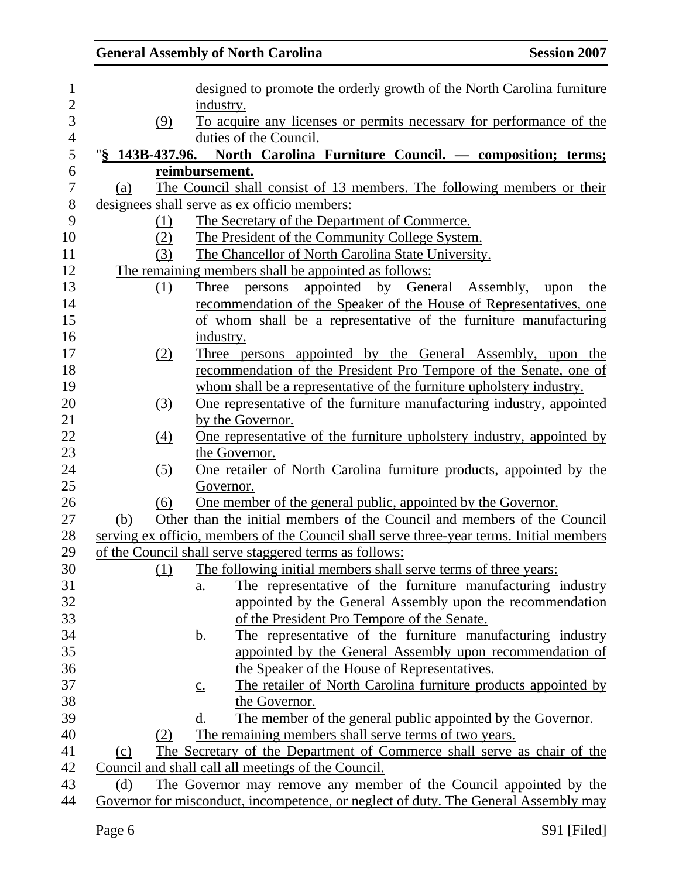designed to promote the orderly growth of the North Carolina furniture industry.

(9) To acquire any licenses or permits necessary for performance of the duties of the Council.

"**§ 143B-437.96. North Carolina Furniture Council. — composition; terms; reimbursement.**

(a) The Council shall consist of 13 members. The following members or their designees shall serve as ex officio members:

(1) The Secretary of the Department of Commerce.

(2) The President of the Community College System.

(3) The Chancellor of North Carolina State University.

The remaining members shall be appointed as follows:

(1) Three persons appointed by General Assembly, upon the recommendation of the Speaker of the House of Representatives, one of whom shall be a representative of the furniture manufacturing industry.

(2) Three persons appointed by the General Assembly, upon the recommendation of the President Pro Tempore of the Senate, one of whom shall be a representative of the furniture upholstery industry.

(3) One representative of the furniture manufacturing industry, appointed by the Governor.

(4) One representative of the furniture upholstery industry, appointed by the Governor.

(5) One retailer of North Carolina furniture products, appointed by the Governor.

(6) One member of the general public, appointed by the Governor.

(b) Other than the initial members of the Council and members of the Council serving ex officio, members of the Council shall serve three-year terms. Initial members of the Council shall serve staggered terms as follows:

(1) The following initial members shall serve terms of three years:

a. The representative of the furniture manufacturing industry appointed by the General Assembly upon the recommendation of the President Pro Tempore of the Senate.

b. The representative of the furniture manufacturing industry appointed by the General Assembly upon recommendation of the Speaker of the House of Representatives.

c. The retailer of North Carolina furniture products appointed by the Governor.

d. The member of the general public appointed by the Governor.

(2) The remaining members shall serve terms of two years.

(c) The Secretary of the Department of Commerce shall serve as chair of the Council and shall call all meetings of the Council.

(d) The Governor may remove any member of the Council appointed by the Governor for misconduct, incompetence, or neglect of duty. The General Assembly may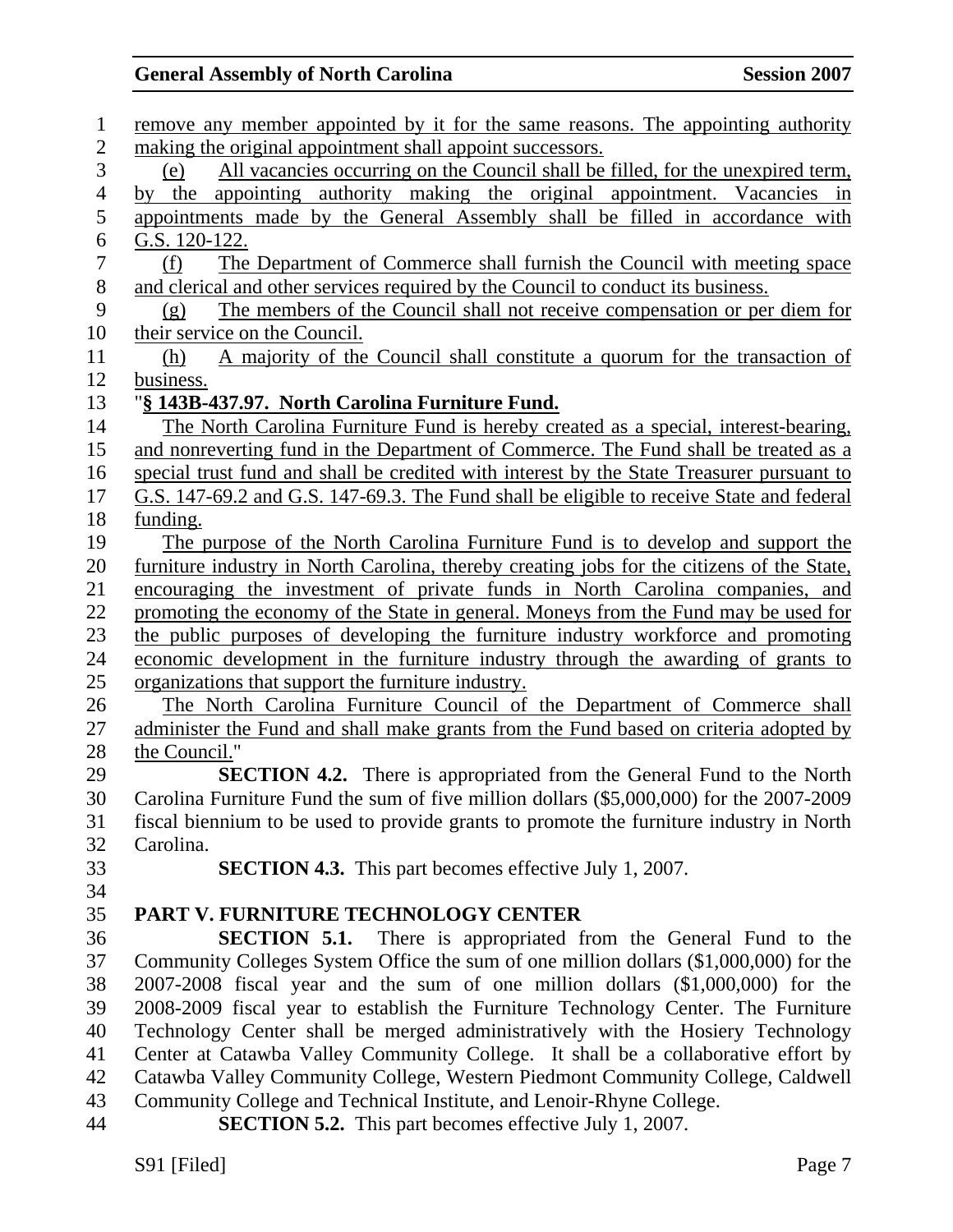remove any member appointed by it for the same reasons. The appointing authority making the original appointment shall appoint successors.

(e) All vacancies occurring on the Council shall be filled, for the unexpired term, by the appointing authority making the original appointment. Vacancies in appointments made by the General Assembly shall be filled in accordance with G.S. 120-122.

(f) The Department of Commerce shall furnish the Council with meeting space and clerical and other services required by the Council to conduct its business.

(g) The members of the Council shall not receive compensation or per diem for their service on the Council.

(h) A majority of the Council shall constitute a quorum for the transaction of business.

"**§ 143B-437.97. North Carolina Furniture Fund.**

The North Carolina Furniture Fund is hereby created as a special, interest-bearing, and nonreverting fund in the Department of Commerce. The Fund shall be treated as a special trust fund and shall be credited with interest by the State Treasurer pursuant to G.S. 147-69.2 and G.S. 147-69.3. The Fund shall be eligible to receive State and federal funding.

The purpose of the North Carolina Furniture Fund is to develop and support the furniture industry in North Carolina, thereby creating jobs for the citizens of the State, encouraging the investment of private funds in North Carolina companies, and promoting the economy of the State in general. Moneys from the Fund may be used for the public purposes of developing the furniture industry workforce and promoting economic development in the furniture industry through the awarding of grants to organizations that support the furniture industry.

The North Carolina Furniture Council of the Department of Commerce shall administer the Fund and shall make grants from the Fund based on criteria adopted by the Council."

**SECTION 4.2.** There is appropriated from the General Fund to the North Carolina Furniture Fund the sum of five million dollars ($5,000,000) for the 2007-2009 fiscal biennium to be used to provide grants to promote the furniture industry in North Carolina.

**SECTION 4.3.** This part becomes effective July 1, 2007.

## PART V. FURNITURE TECHNOLOGY CENTER

**SECTION 5.1.** There is appropriated from the General Fund to the Community Colleges System Office the sum of one million dollars ($1,000,000) for the 2007-2008 fiscal year and the sum of one million dollars ($1,000,000) for the 2008-2009 fiscal year to establish the Furniture Technology Center. The Furniture Technology Center shall be merged administratively with the Hosiery Technology Center at Catawba Valley Community College. It shall be a collaborative effort by Catawba Valley Community College, Western Piedmont Community College, Caldwell Community College and Technical Institute, and Lenoir-Rhyne College.

**SECTION 5.2.** This part becomes effective July 1, 2007.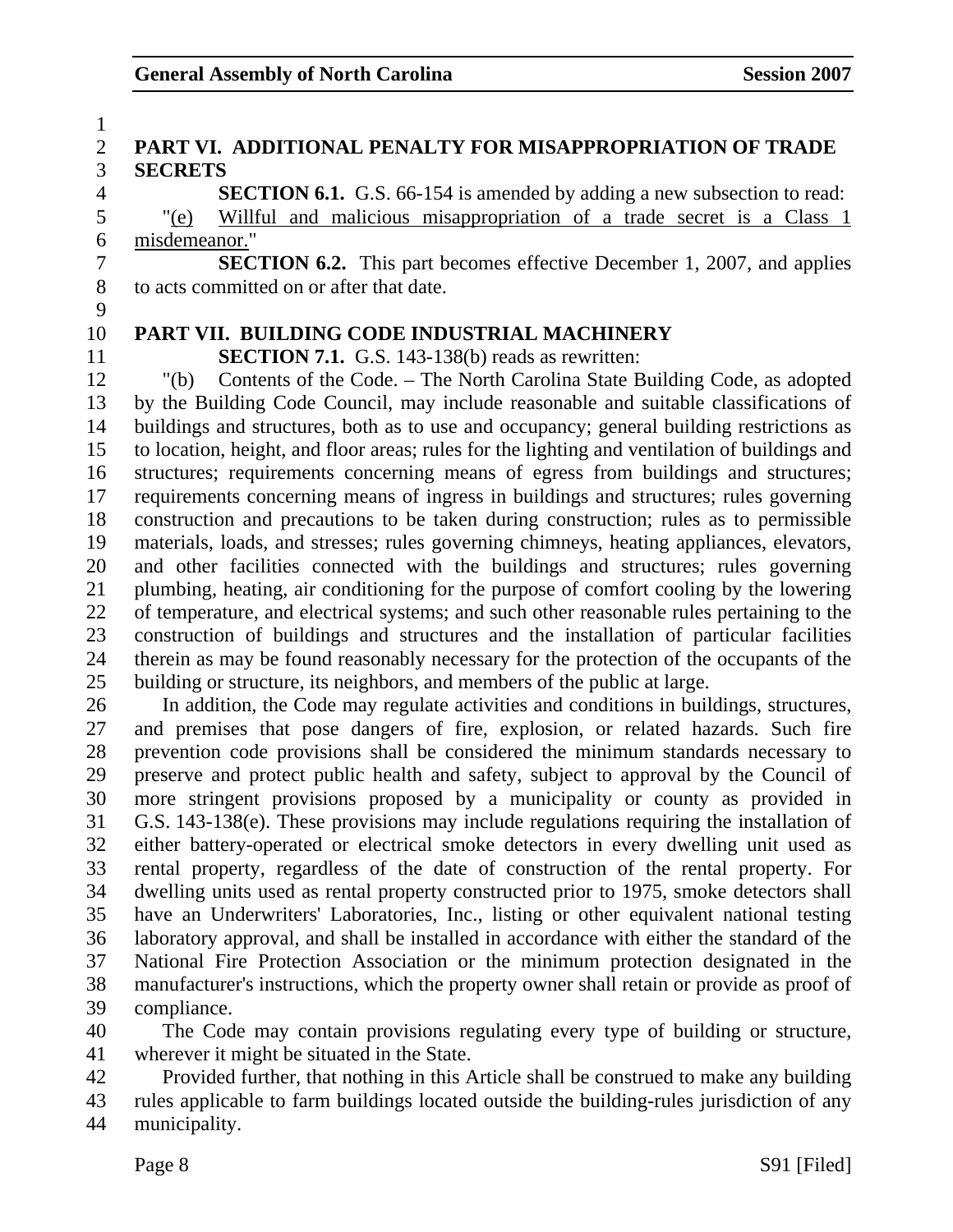## PART VI. ADDITIONAL PENALTY FOR MISAPPROPRIATION OF TRADE SECRETS

**SECTION 6.1.** G.S. 66-154 is amended by adding a new subsection to read:

"<u>(e) Willful and malicious misappropriation of a trade secret is a Class 1 misdemeanor.</u>"

**SECTION 6.2.** This part becomes effective December 1, 2007, and applies to acts committed on or after that date.

## PART VII. BUILDING CODE INDUSTRIAL MACHINERY

**SECTION 7.1.** G.S. 143-138(b) reads as rewritten:

"(b) Contents of the Code. – The North Carolina State Building Code, as adopted by the Building Code Council, may include reasonable and suitable classifications of buildings and structures, both as to use and occupancy; general building restrictions as to location, height, and floor areas; rules for the lighting and ventilation of buildings and structures; requirements concerning means of egress from buildings and structures; requirements concerning means of ingress in buildings and structures; rules governing construction and precautions to be taken during construction; rules as to permissible materials, loads, and stresses; rules governing chimneys, heating appliances, elevators, and other facilities connected with the buildings and structures; rules governing plumbing, heating, air conditioning for the purpose of comfort cooling by the lowering of temperature, and electrical systems; and such other reasonable rules pertaining to the construction of buildings and structures and the installation of particular facilities therein as may be found reasonably necessary for the protection of the occupants of the building or structure, its neighbors, and members of the public at large.

In addition, the Code may regulate activities and conditions in buildings, structures, and premises that pose dangers of fire, explosion, or related hazards. Such fire prevention code provisions shall be considered the minimum standards necessary to preserve and protect public health and safety, subject to approval by the Council of more stringent provisions proposed by a municipality or county as provided in G.S. 143-138(e). These provisions may include regulations requiring the installation of either battery-operated or electrical smoke detectors in every dwelling unit used as rental property, regardless of the date of construction of the rental property. For dwelling units used as rental property constructed prior to 1975, smoke detectors shall have an Underwriters' Laboratories, Inc., listing or other equivalent national testing laboratory approval, and shall be installed in accordance with either the standard of the National Fire Protection Association or the minimum protection designated in the manufacturer's instructions, which the property owner shall retain or provide as proof of compliance.

The Code may contain provisions regulating every type of building or structure, wherever it might be situated in the State.

Provided further, that nothing in this Article shall be construed to make any building rules applicable to farm buildings located outside the building-rules jurisdiction of any municipality.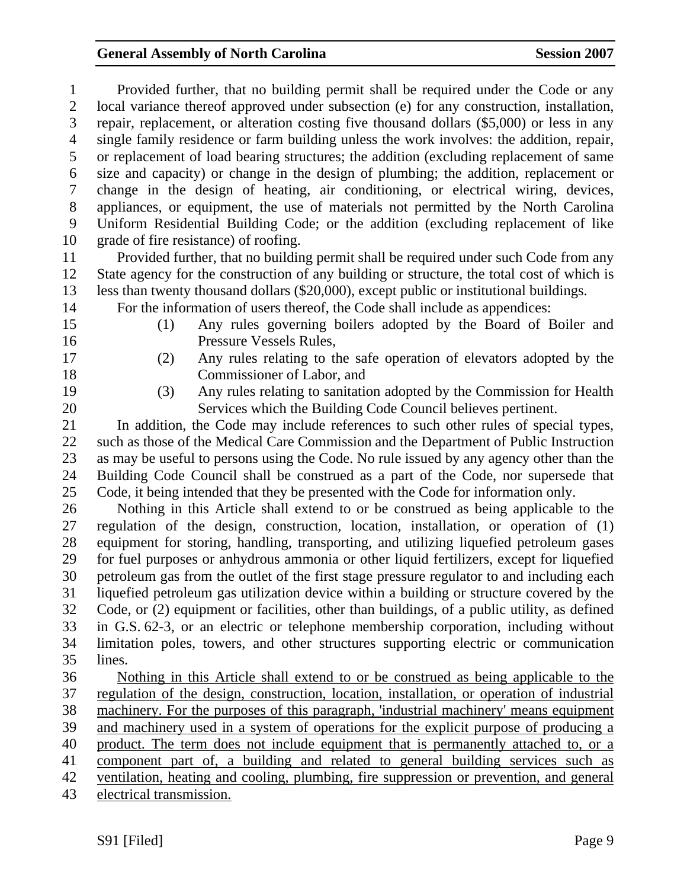Provided further, that no building permit shall be required under the Code or any local variance thereof approved under subsection (e) for any construction, installation, repair, replacement, or alteration costing five thousand dollars ($5,000) or less in any single family residence or farm building unless the work involves: the addition, repair, or replacement of load bearing structures; the addition (excluding replacement of same size and capacity) or change in the design of plumbing; the addition, replacement or change in the design of heating, air conditioning, or electrical wiring, devices, appliances, or equipment, the use of materials not permitted by the North Carolina Uniform Residential Building Code; or the addition (excluding replacement of like grade of fire resistance) of roofing.

Provided further, that no building permit shall be required under such Code from any State agency for the construction of any building or structure, the total cost of which is less than twenty thousand dollars ($20,000), except public or institutional buildings.

For the information of users thereof, the Code shall include as appendices:

(1) Any rules governing boilers adopted by the Board of Boiler and Pressure Vessels Rules,

(2) Any rules relating to the safe operation of elevators adopted by the Commissioner of Labor, and

(3) Any rules relating to sanitation adopted by the Commission for Health Services which the Building Code Council believes pertinent.

In addition, the Code may include references to such other rules of special types, such as those of the Medical Care Commission and the Department of Public Instruction as may be useful to persons using the Code. No rule issued by any agency other than the Building Code Council shall be construed as a part of the Code, nor supersede that Code, it being intended that they be presented with the Code for information only.

Nothing in this Article shall extend to or be construed as being applicable to the regulation of the design, construction, location, installation, or operation of (1) equipment for storing, handling, transporting, and utilizing liquefied petroleum gases for fuel purposes or anhydrous ammonia or other liquid fertilizers, except for liquefied petroleum gas from the outlet of the first stage pressure regulator to and including each liquefied petroleum gas utilization device within a building or structure covered by the Code, or (2) equipment or facilities, other than buildings, of a public utility, as defined in G.S. 62-3, or an electric or telephone membership corporation, including without limitation poles, towers, and other structures supporting electric or communication lines.

<u>Nothing in this Article shall extend to or be construed as being applicable to the regulation of the design, construction, location, installation, or operation of industrial machinery. For the purposes of this paragraph, 'industrial machinery' means equipment and machinery used in a system of operations for the explicit purpose of producing a product. The term does not include equipment that is permanently attached to, or a component part of, a building and related to general building services such as ventilation, heating and cooling, plumbing, fire suppression or prevention, and general electrical transmission.</u>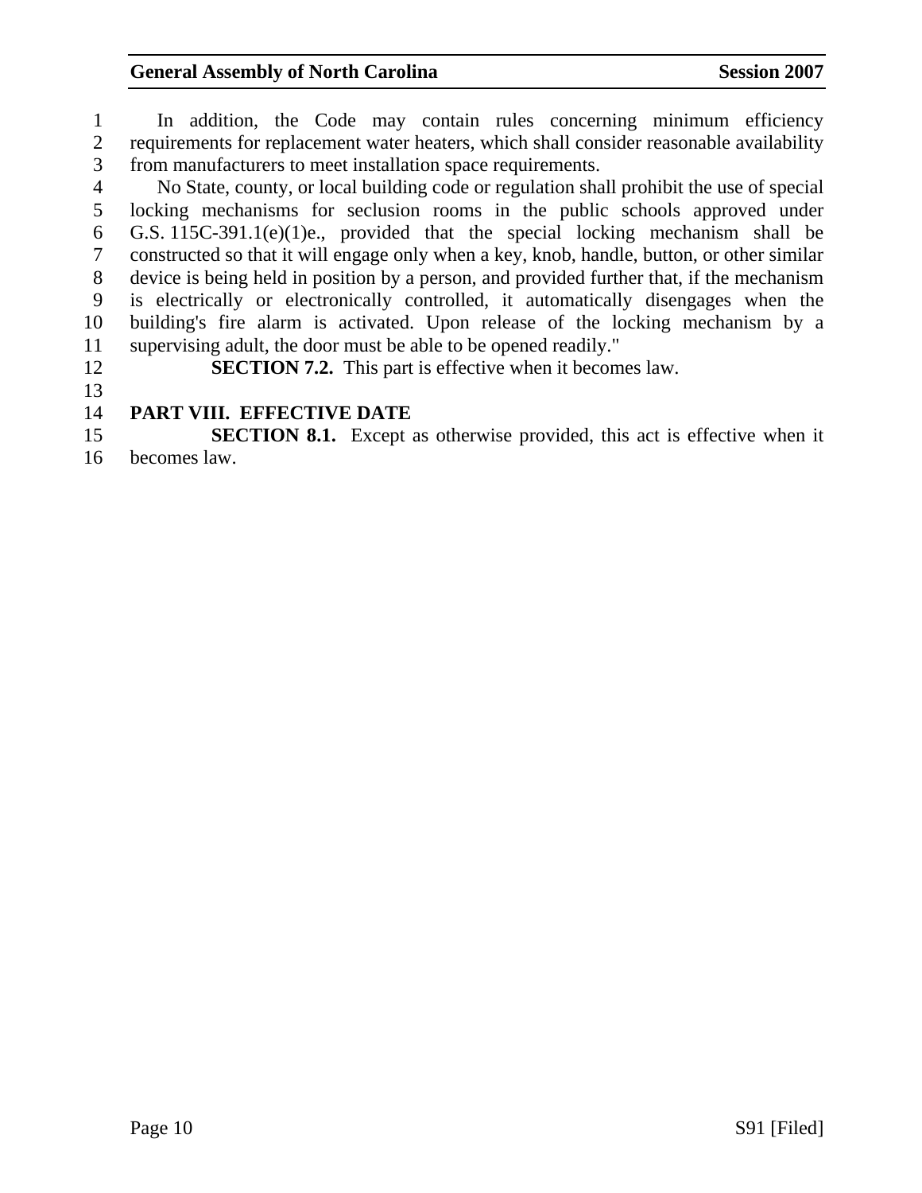In addition, the Code may contain rules concerning minimum efficiency requirements for replacement water heaters, which shall consider reasonable availability from manufacturers to meet installation space requirements.

No State, county, or local building code or regulation shall prohibit the use of special locking mechanisms for seclusion rooms in the public schools approved under G.S. 115C-391.1(e)(1)e., provided that the special locking mechanism shall be constructed so that it will engage only when a key, knob, handle, button, or other similar device is being held in position by a person, and provided further that, if the mechanism is electrically or electronically controlled, it automatically disengages when the building's fire alarm is activated. Upon release of the locking mechanism by a supervising adult, the door must be able to be opened readily."

**SECTION 7.2.** This part is effective when it becomes law.

**PART VIII. EFFECTIVE DATE**

**SECTION 8.1.** Except as otherwise provided, this act is effective when it becomes law.